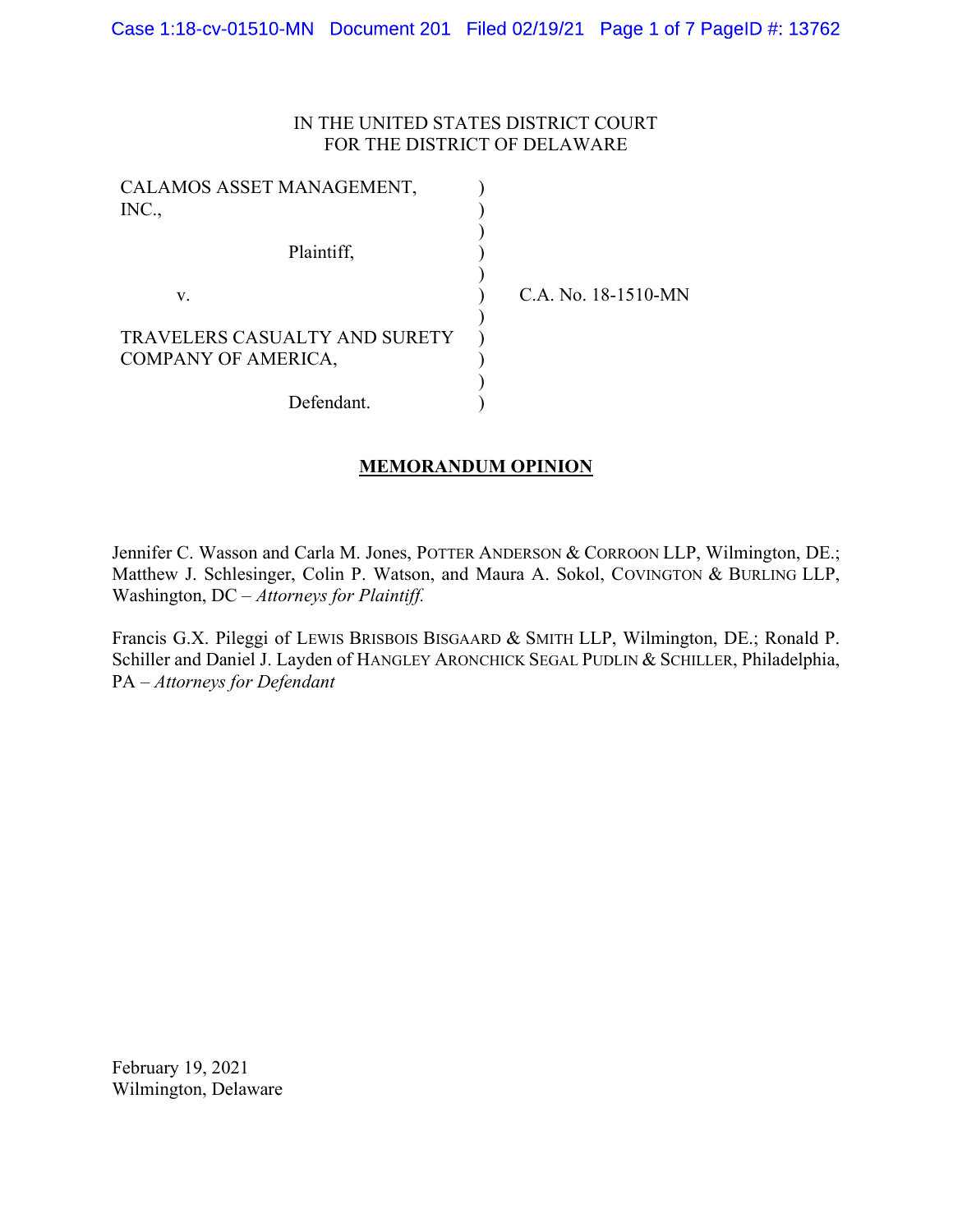IN THE UNITED STATES DISTRICT COURT
FOR THE DISTRICT OF DELAWARE

| | | |
|---|---|---|
| CALAMOS ASSET MANAGEMENT, INC., | ) | |
| Plaintiff, | ) | |
| v. | ) | C.A. No. 18-1510-MN |
| TRAVELERS CASUALTY AND SURETY COMPANY OF AMERICA, | ) | |
| Defendant. | ) | |

## MEMORANDUM OPINION

Jennifer C. Wasson and Carla M. Jones, POTTER ANDERSON & CORROON LLP, Wilmington, DE.; Matthew J. Schlesinger, Colin P. Watson, and Maura A. Sokol, COVINGTON & BURLING LLP, Washington, DC – *Attorneys for Plaintiff.*

Francis G.X. Pileggi of LEWIS BRISBOIS BISGAARD & SMITH LLP, Wilmington, DE.; Ronald P. Schiller and Daniel J. Layden of HANGLEY ARONCHICK SEGAL PUDLIN & SCHILLER, Philadelphia, PA – *Attorneys for Defendant*

February 19, 2021
Wilmington, Delaware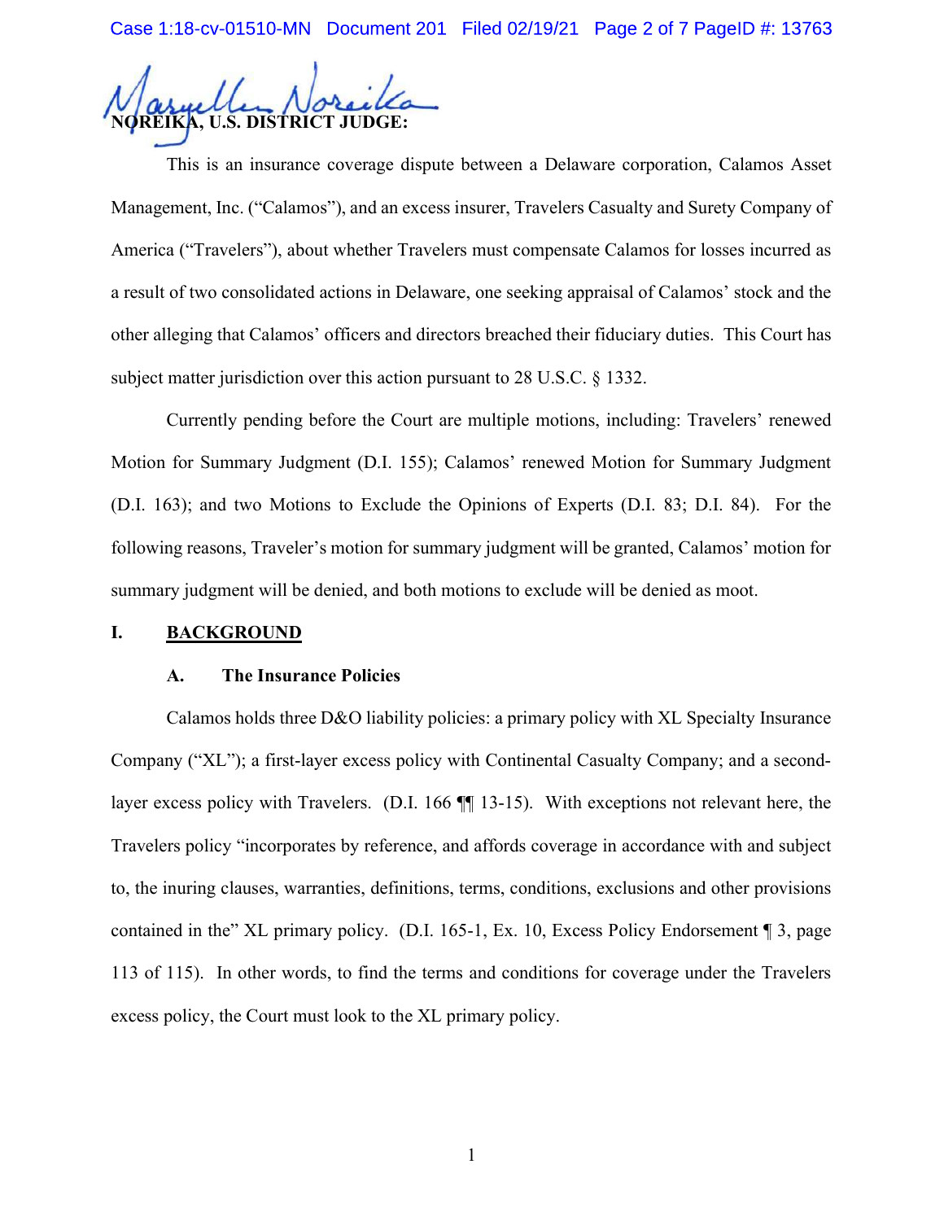**NOREIKA, U.S. DISTRICT JUDGE:**

This is an insurance coverage dispute between a Delaware corporation, Calamos Asset Management, Inc. ("Calamos"), and an excess insurer, Travelers Casualty and Surety Company of America ("Travelers"), about whether Travelers must compensate Calamos for losses incurred as a result of two consolidated actions in Delaware, one seeking appraisal of Calamos' stock and the other alleging that Calamos' officers and directors breached their fiduciary duties. This Court has subject matter jurisdiction over this action pursuant to 28 U.S.C. § 1332.

Currently pending before the Court are multiple motions, including: Travelers' renewed Motion for Summary Judgment (D.I. 155); Calamos' renewed Motion for Summary Judgment (D.I. 163); and two Motions to Exclude the Opinions of Experts (D.I. 83; D.I. 84). For the following reasons, Traveler's motion for summary judgment will be granted, Calamos' motion for summary judgment will be denied, and both motions to exclude will be denied as moot.

## I. BACKGROUND

### A. The Insurance Policies

Calamos holds three D&O liability policies: a primary policy with XL Specialty Insurance Company ("XL"); a first-layer excess policy with Continental Casualty Company; and a second-layer excess policy with Travelers. (D.I. 166 ¶¶ 13-15). With exceptions not relevant here, the Travelers policy "incorporates by reference, and affords coverage in accordance with and subject to, the inuring clauses, warranties, definitions, terms, conditions, exclusions and other provisions contained in the" XL primary policy. (D.I. 165-1, Ex. 10, Excess Policy Endorsement ¶ 3, page 113 of 115). In other words, to find the terms and conditions for coverage under the Travelers excess policy, the Court must look to the XL primary policy.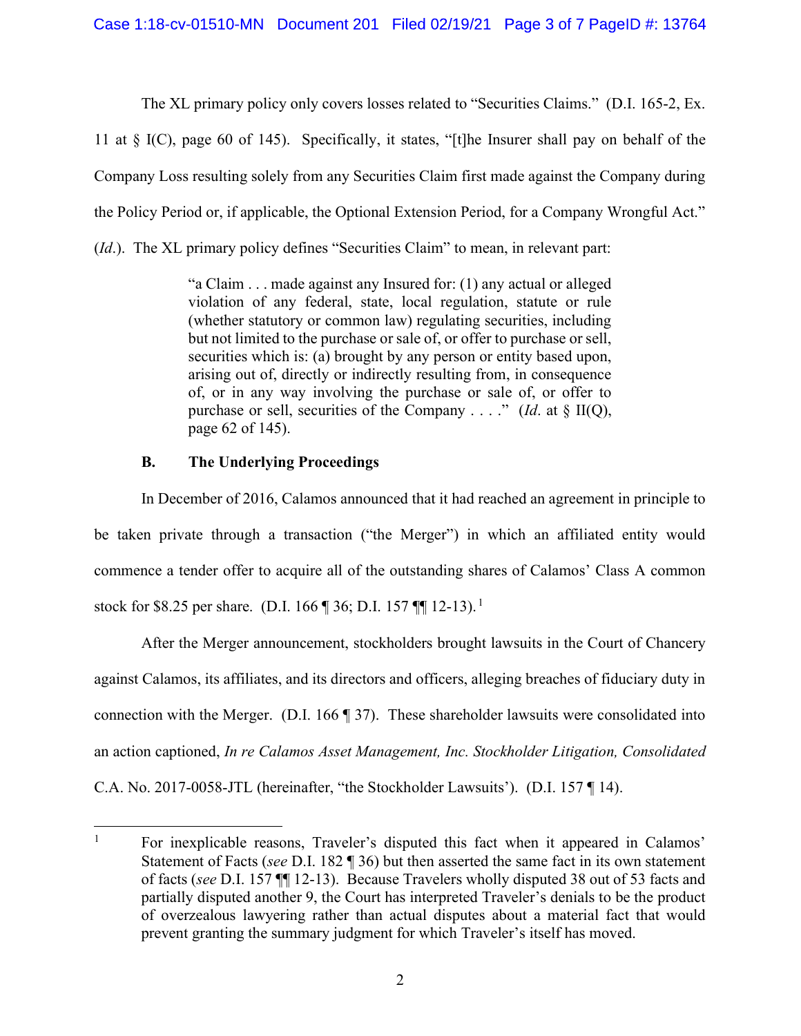The XL primary policy only covers losses related to "Securities Claims." (D.I. 165-2, Ex. 11 at § I(C), page 60 of 145). Specifically, it states, "[t]he Insurer shall pay on behalf of the Company Loss resulting solely from any Securities Claim first made against the Company during the Policy Period or, if applicable, the Optional Extension Period, for a Company Wrongful Act." (*Id.*). The XL primary policy defines "Securities Claim" to mean, in relevant part:

> "a Claim . . . made against any Insured for: (1) any actual or alleged violation of any federal, state, local regulation, statute or rule (whether statutory or common law) regulating securities, including but not limited to the purchase or sale of, or offer to purchase or sell, securities which is: (a) brought by any person or entity based upon, arising out of, directly or indirectly resulting from, in consequence of, or in any way involving the purchase or sale of, or offer to purchase or sell, securities of the Company . . . ." (*Id.* at § II(Q), page 62 of 145).

### B. The Underlying Proceedings

In December of 2016, Calamos announced that it had reached an agreement in principle to be taken private through a transaction ("the Merger") in which an affiliated entity would commence a tender offer to acquire all of the outstanding shares of Calamos' Class A common stock for $8.25 per share. (D.I. 166 ¶ 36; D.I. 157 ¶¶ 12-13).[1]

After the Merger announcement, stockholders brought lawsuits in the Court of Chancery against Calamos, its affiliates, and its directors and officers, alleging breaches of fiduciary duty in connection with the Merger. (D.I. 166 ¶ 37). These shareholder lawsuits were consolidated into an action captioned, *In re Calamos Asset Management, Inc. Stockholder Litigation, Consolidated* C.A. No. 2017-0058-JTL (hereinafter, "the Stockholder Lawsuits'). (D.I. 157 ¶ 14).

---

[1] For inexplicable reasons, Traveler's disputed this fact when it appeared in Calamos' Statement of Facts (*see* D.I. 182 ¶ 36) but then asserted the same fact in its own statement of facts (*see* D.I. 157 ¶¶ 12-13). Because Travelers wholly disputed 38 out of 53 facts and partially disputed another 9, the Court has interpreted Traveler's denials to be the product of overzealous lawyering rather than actual disputes about a material fact that would prevent granting the summary judgment for which Traveler's itself has moved.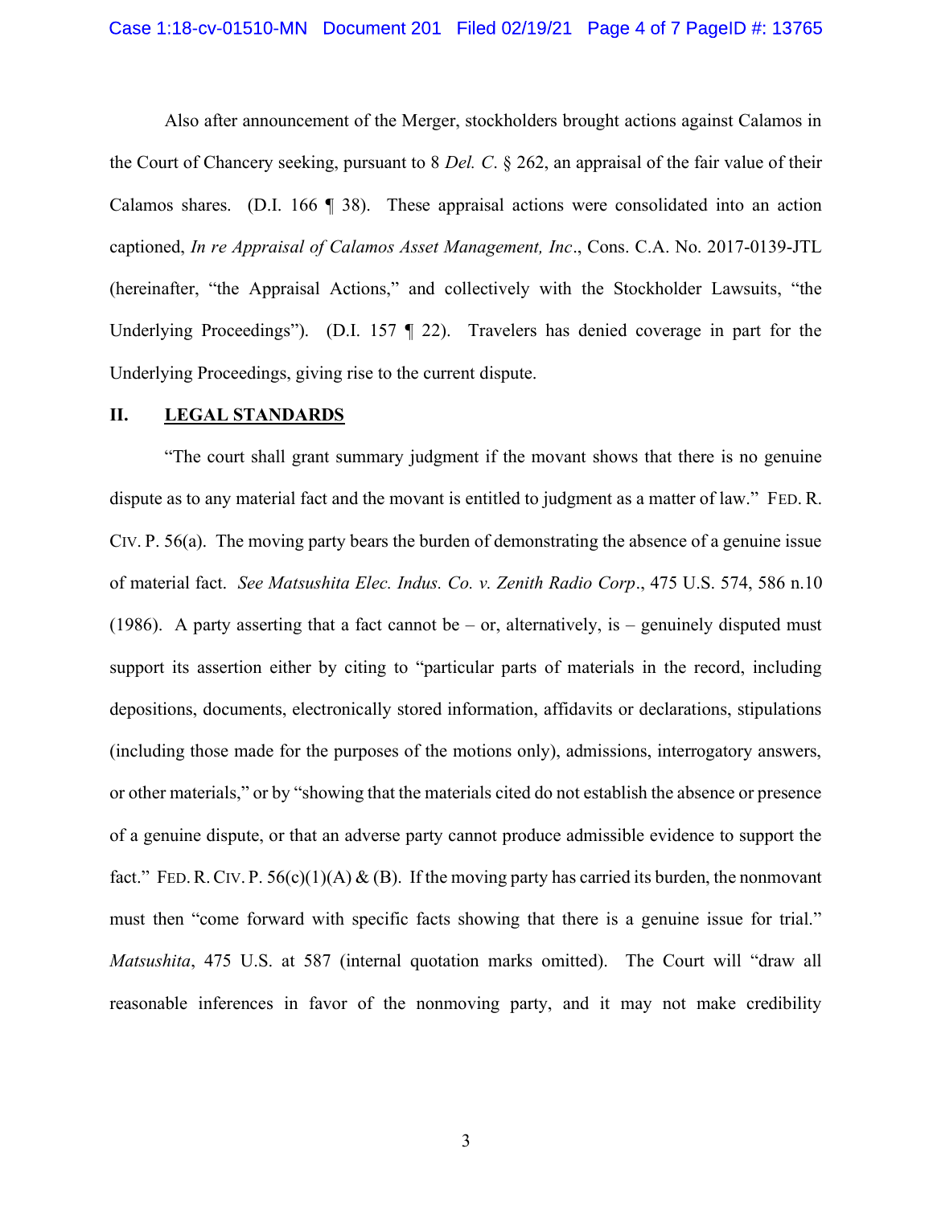Also after announcement of the Merger, stockholders brought actions against Calamos in the Court of Chancery seeking, pursuant to 8 *Del. C*. § 262, an appraisal of the fair value of their Calamos shares. (D.I. 166 ¶ 38). These appraisal actions were consolidated into an action captioned, *In re Appraisal of Calamos Asset Management, Inc*., Cons. C.A. No. 2017-0139-JTL (hereinafter, "the Appraisal Actions," and collectively with the Stockholder Lawsuits, "the Underlying Proceedings"). (D.I. 157 ¶ 22). Travelers has denied coverage in part for the Underlying Proceedings, giving rise to the current dispute.

## II. LEGAL STANDARDS

"The court shall grant summary judgment if the movant shows that there is no genuine dispute as to any material fact and the movant is entitled to judgment as a matter of law." FED. R. CIV. P. 56(a). The moving party bears the burden of demonstrating the absence of a genuine issue of material fact. *See Matsushita Elec. Indus. Co. v. Zenith Radio Corp*., 475 U.S. 574, 586 n.10 (1986). A party asserting that a fact cannot be – or, alternatively, is – genuinely disputed must support its assertion either by citing to "particular parts of materials in the record, including depositions, documents, electronically stored information, affidavits or declarations, stipulations (including those made for the purposes of the motions only), admissions, interrogatory answers, or other materials," or by "showing that the materials cited do not establish the absence or presence of a genuine dispute, or that an adverse party cannot produce admissible evidence to support the fact." FED. R. CIV. P. 56(c)(1)(A) & (B). If the moving party has carried its burden, the nonmovant must then "come forward with specific facts showing that there is a genuine issue for trial." *Matsushita*, 475 U.S. at 587 (internal quotation marks omitted). The Court will "draw all reasonable inferences in favor of the nonmoving party, and it may not make credibility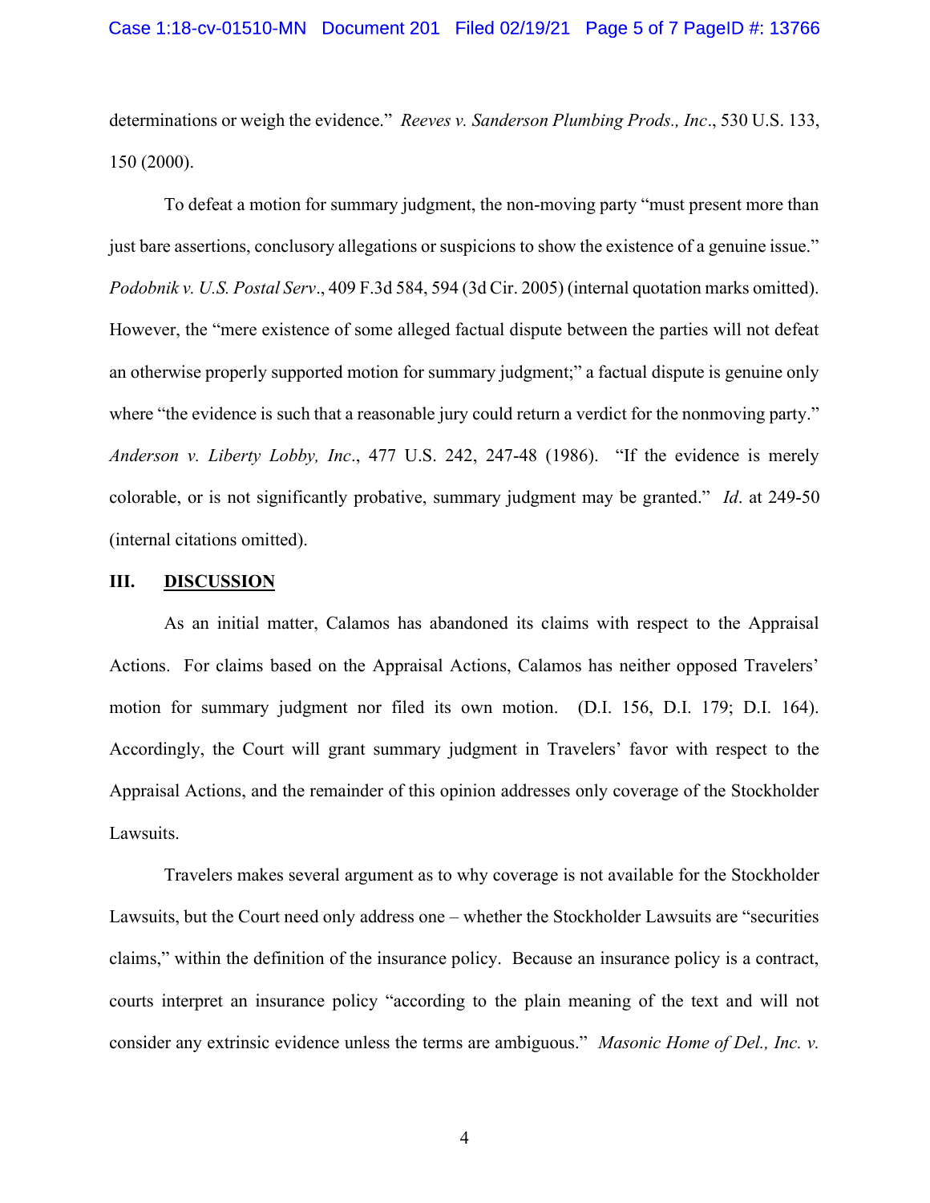determinations or weigh the evidence." *Reeves v. Sanderson Plumbing Prods., Inc*., 530 U.S. 133, 150 (2000).

To defeat a motion for summary judgment, the non-moving party "must present more than just bare assertions, conclusory allegations or suspicions to show the existence of a genuine issue." *Podobnik v. U.S. Postal Serv*., 409 F.3d 584, 594 (3d Cir. 2005) (internal quotation marks omitted). However, the "mere existence of some alleged factual dispute between the parties will not defeat an otherwise properly supported motion for summary judgment;" a factual dispute is genuine only where "the evidence is such that a reasonable jury could return a verdict for the nonmoving party." *Anderson v. Liberty Lobby, Inc*., 477 U.S. 242, 247-48 (1986). "If the evidence is merely colorable, or is not significantly probative, summary judgment may be granted." *Id*. at 249-50 (internal citations omitted).

## III. DISCUSSION

As an initial matter, Calamos has abandoned its claims with respect to the Appraisal Actions. For claims based on the Appraisal Actions, Calamos has neither opposed Travelers' motion for summary judgment nor filed its own motion. (D.I. 156, D.I. 179; D.I. 164). Accordingly, the Court will grant summary judgment in Travelers' favor with respect to the Appraisal Actions, and the remainder of this opinion addresses only coverage of the Stockholder Lawsuits.

Travelers makes several argument as to why coverage is not available for the Stockholder Lawsuits, but the Court need only address one – whether the Stockholder Lawsuits are "securities claims," within the definition of the insurance policy. Because an insurance policy is a contract, courts interpret an insurance policy "according to the plain meaning of the text and will not consider any extrinsic evidence unless the terms are ambiguous." *Masonic Home of Del., Inc. v.*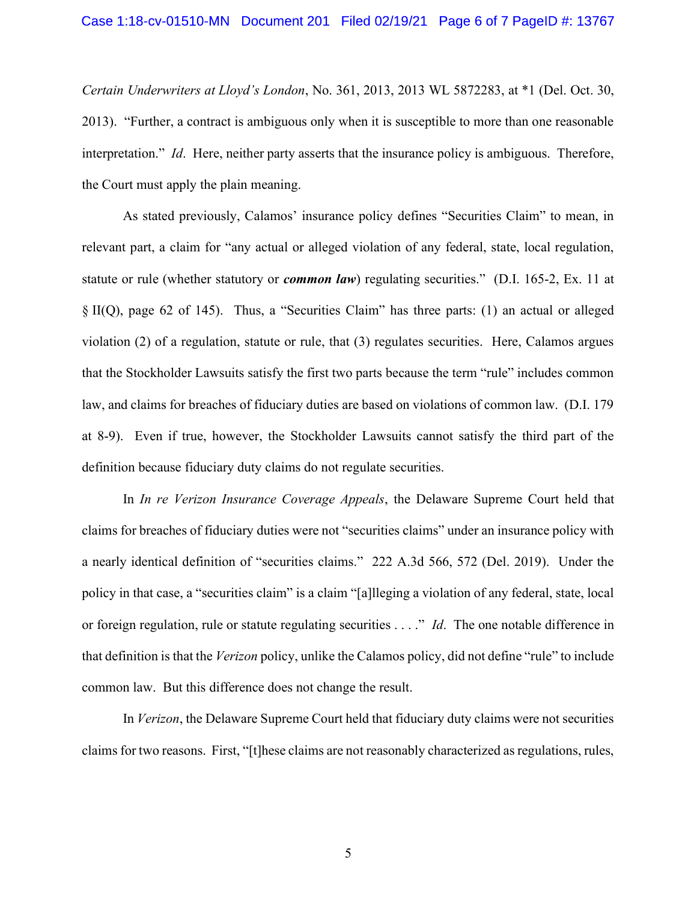*Certain Underwriters at Lloyd's London*, No. 361, 2013, 2013 WL 5872283, at *1 (Del. Oct. 30, 2013). "Further, a contract is ambiguous only when it is susceptible to more than one reasonable interpretation." *Id*. Here, neither party asserts that the insurance policy is ambiguous. Therefore, the Court must apply the plain meaning.

As stated previously, Calamos' insurance policy defines "Securities Claim" to mean, in relevant part, a claim for "any actual or alleged violation of any federal, state, local regulation, statute or rule (whether statutory or ***common law***) regulating securities." (D.I. 165-2, Ex. 11 at § II(Q), page 62 of 145). Thus, a "Securities Claim" has three parts: (1) an actual or alleged violation (2) of a regulation, statute or rule, that (3) regulates securities. Here, Calamos argues that the Stockholder Lawsuits satisfy the first two parts because the term "rule" includes common law, and claims for breaches of fiduciary duties are based on violations of common law. (D.I. 179 at 8-9). Even if true, however, the Stockholder Lawsuits cannot satisfy the third part of the definition because fiduciary duty claims do not regulate securities.

In *In re Verizon Insurance Coverage Appeals*, the Delaware Supreme Court held that claims for breaches of fiduciary duties were not "securities claims" under an insurance policy with a nearly identical definition of "securities claims." 222 A.3d 566, 572 (Del. 2019). Under the policy in that case, a "securities claim" is a claim "[a]lleging a violation of any federal, state, local or foreign regulation, rule or statute regulating securities . . . ." *Id*. The one notable difference in that definition is that the *Verizon* policy, unlike the Calamos policy, did not define "rule" to include common law. But this difference does not change the result.

In *Verizon*, the Delaware Supreme Court held that fiduciary duty claims were not securities claims for two reasons. First, "[t]hese claims are not reasonably characterized as regulations, rules,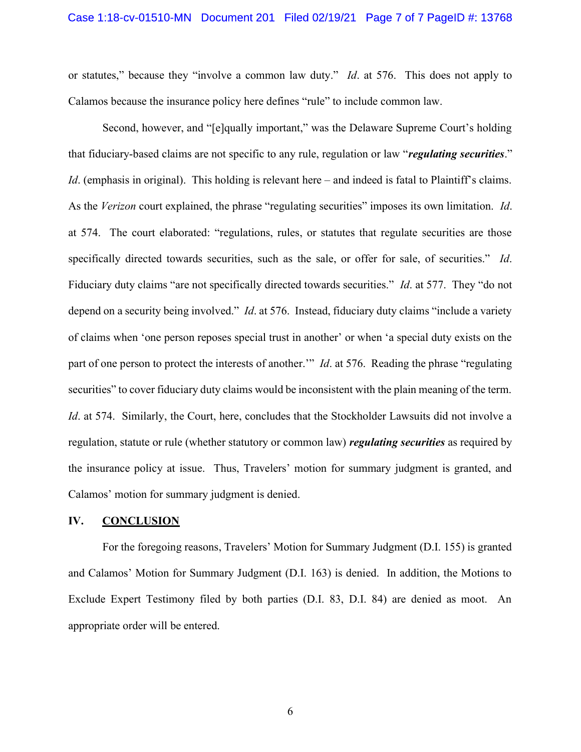or statutes," because they "involve a common law duty." *Id*. at 576. This does not apply to Calamos because the insurance policy here defines "rule" to include common law.

Second, however, and "[e]qually important," was the Delaware Supreme Court's holding that fiduciary-based claims are not specific to any rule, regulation or law "***regulating securities***." *Id*. (emphasis in original). This holding is relevant here – and indeed is fatal to Plaintiff's claims. As the *Verizon* court explained, the phrase "regulating securities" imposes its own limitation. *Id*. at 574. The court elaborated: "regulations, rules, or statutes that regulate securities are those specifically directed towards securities, such as the sale, or offer for sale, of securities." *Id*. Fiduciary duty claims "are not specifically directed towards securities." *Id*. at 577. They "do not depend on a security being involved." *Id*. at 576. Instead, fiduciary duty claims "include a variety of claims when 'one person reposes special trust in another' or when 'a special duty exists on the part of one person to protect the interests of another.'" *Id*. at 576. Reading the phrase "regulating securities" to cover fiduciary duty claims would be inconsistent with the plain meaning of the term. *Id*. at 574. Similarly, the Court, here, concludes that the Stockholder Lawsuits did not involve a regulation, statute or rule (whether statutory or common law) ***regulating securities*** as required by the insurance policy at issue. Thus, Travelers' motion for summary judgment is granted, and Calamos' motion for summary judgment is denied.

## IV. <u>CONCLUSION</u>

For the foregoing reasons, Travelers' Motion for Summary Judgment (D.I. 155) is granted and Calamos' Motion for Summary Judgment (D.I. 163) is denied. In addition, the Motions to Exclude Expert Testimony filed by both parties (D.I. 83, D.I. 84) are denied as moot. An appropriate order will be entered.